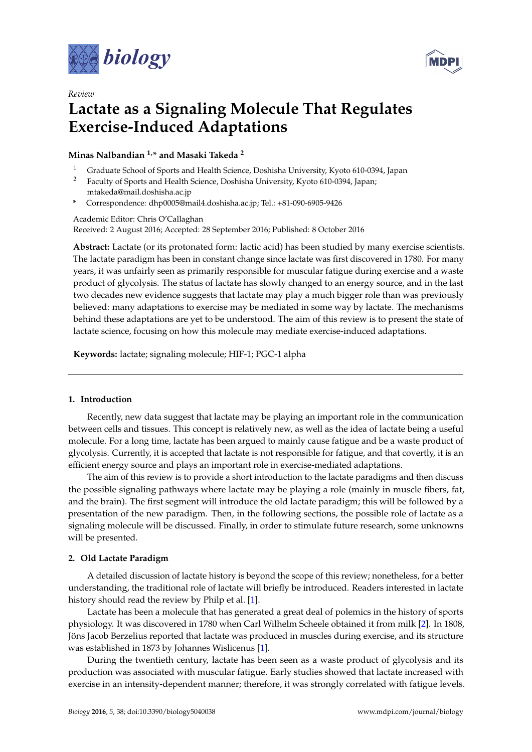*Review*

# Lactate as a Signaling Molecule That Regulates Exercise-Induced Adaptations

**Minas Nalbandian [1,*] and Masaki Takeda [2]**

[1] Graduate School of Sports and Health Science, Doshisha University, Kyoto 610-0394, Japan
[2] Faculty of Sports and Health Science, Doshisha University, Kyoto 610-0394, Japan; mtakeda@mail.doshisha.ac.jp
* Correspondence: dhp0005@mail4.doshisha.ac.jp; Tel.: +81-090-6905-9426

Academic Editor: Chris O'Callaghan
Received: 2 August 2016; Accepted: 28 September 2016; Published: 8 October 2016

**Abstract:** Lactate (or its protonated form: lactic acid) has been studied by many exercise scientists. The lactate paradigm has been in constant change since lactate was first discovered in 1780. For many years, it was unfairly seen as primarily responsible for muscular fatigue during exercise and a waste product of glycolysis. The status of lactate has slowly changed to an energy source, and in the last two decades new evidence suggests that lactate may play a much bigger role than was previously believed: many adaptations to exercise may be mediated in some way by lactate. The mechanisms behind these adaptations are yet to be understood. The aim of this review is to present the state of lactate science, focusing on how this molecule may mediate exercise-induced adaptations.

**Keywords:** lactate; signaling molecule; HIF-1; PGC-1 alpha

## 1. Introduction

Recently, new data suggest that lactate may be playing an important role in the communication between cells and tissues. This concept is relatively new, as well as the idea of lactate being a useful molecule. For a long time, lactate has been argued to mainly cause fatigue and be a waste product of glycolysis. Currently, it is accepted that lactate is not responsible for fatigue, and that covertly, it is an efficient energy source and plays an important role in exercise-mediated adaptations.

The aim of this review is to provide a short introduction to the lactate paradigms and then discuss the possible signaling pathways where lactate may be playing a role (mainly in muscle fibers, fat, and the brain). The first segment will introduce the old lactate paradigm; this will be followed by a presentation of the new paradigm. Then, in the following sections, the possible role of lactate as a signaling molecule will be discussed. Finally, in order to stimulate future research, some unknowns will be presented.

## 2. Old Lactate Paradigm

A detailed discussion of lactate history is beyond the scope of this review; nonetheless, for a better understanding, the traditional role of lactate will briefly be introduced. Readers interested in lactate history should read the review by Philp et al. [1].

Lactate has been a molecule that has generated a great deal of polemics in the history of sports physiology. It was discovered in 1780 when Carl Wilhelm Scheele obtained it from milk [2]. In 1808, Jöns Jacob Berzelius reported that lactate was produced in muscles during exercise, and its structure was established in 1873 by Johannes Wislicenus [1].

During the twentieth century, lactate has been seen as a waste product of glycolysis and its production was associated with muscular fatigue. Early studies showed that lactate increased with exercise in an intensity-dependent manner; therefore, it was strongly correlated with fatigue levels.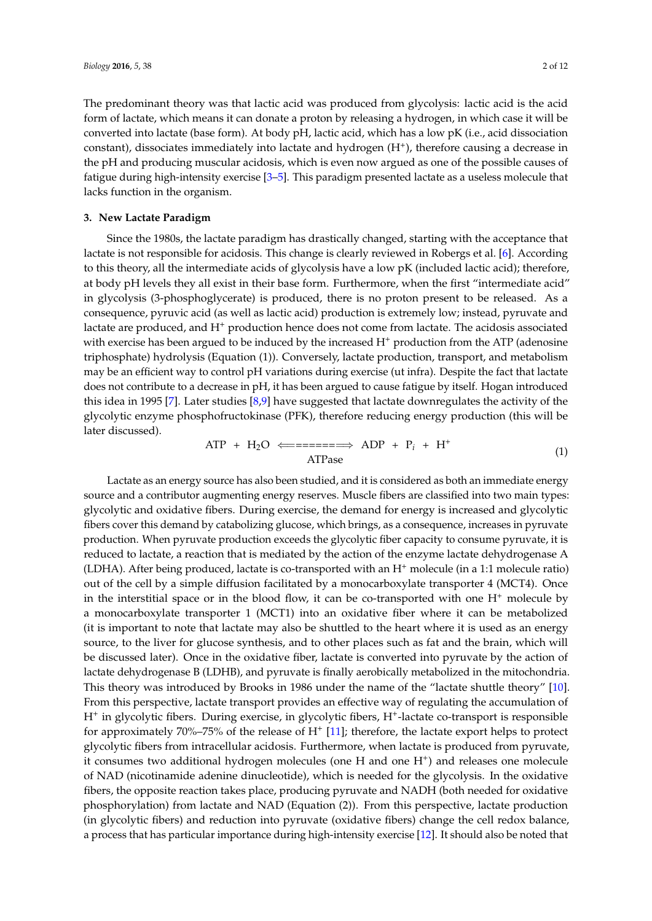The predominant theory was that lactic acid was produced from glycolysis: lactic acid is the acid form of lactate, which means it can donate a proton by releasing a hydrogen, in which case it will be converted into lactate (base form). At body pH, lactic acid, which has a low pK (i.e., acid dissociation constant), dissociates immediately into lactate and hydrogen ($H^+$), therefore causing a decrease in the pH and producing muscular acidosis, which is even now argued as one of the possible causes of fatigue during high-intensity exercise [3–5]. This paradigm presented lactate as a useless molecule that lacks function in the organism.

## 3. New Lactate Paradigm

Since the 1980s, the lactate paradigm has drastically changed, starting with the acceptance that lactate is not responsible for acidosis. This change is clearly reviewed in Robergs et al. [6]. According to this theory, all the intermediate acids of glycolysis have a low pK (included lactic acid); therefore, at body pH levels they all exist in their base form. Furthermore, when the first "intermediate acid" in glycolysis (3-phosphoglycerate) is produced, there is no proton present to be released. As a consequence, pyruvic acid (as well as lactic acid) production is extremely low; instead, pyruvate and lactate are produced, and $H^+$ production hence does not come from lactate. The acidosis associated with exercise has been argued to be induced by the increased $H^+$ production from the ATP (adenosine triphosphate) hydrolysis (Equation (1)). Conversely, lactate production, transport, and metabolism may be an efficient way to control pH variations during exercise (ut infra). Despite the fact that lactate does not contribute to a decrease in pH, it has been argued to cause fatigue by itself. Hogan introduced this idea in 1995 [7]. Later studies [8,9] have suggested that lactate downregulates the activity of the glycolytic enzyme phosphofructokinase (PFK), therefore reducing energy production (this will be later discussed).

$$ATP + H_2O \underset{\text{ATPase}}{\Longleftrightarrow} ADP + P_i + H^+ \tag{1}$$

Lactate as an energy source has also been studied, and it is considered as both an immediate energy source and a contributor augmenting energy reserves. Muscle fibers are classified into two main types: glycolytic and oxidative fibers. During exercise, the demand for energy is increased and glycolytic fibers cover this demand by catabolizing glucose, which brings, as a consequence, increases in pyruvate production. When pyruvate production exceeds the glycolytic fiber capacity to consume pyruvate, it is reduced to lactate, a reaction that is mediated by the action of the enzyme lactate dehydrogenase A (LDHA). After being produced, lactate is co-transported with an $H^+$ molecule (in a 1:1 molecule ratio) out of the cell by a simple diffusion facilitated by a monocarboxylate transporter 4 (MCT4). Once in the interstitial space or in the blood flow, it can be co-transported with one $H^+$ molecule by a monocarboxylate transporter 1 (MCT1) into an oxidative fiber where it can be metabolized (it is important to note that lactate may also be shuttled to the heart where it is used as an energy source, to the liver for glucose synthesis, and to other places such as fat and the brain, which will be discussed later). Once in the oxidative fiber, lactate is converted into pyruvate by the action of lactate dehydrogenase B (LDHB), and pyruvate is finally aerobically metabolized in the mitochondria. This theory was introduced by Brooks in 1986 under the name of the "lactate shuttle theory" [10]. From this perspective, lactate transport provides an effective way of regulating the accumulation of $H^+$ in glycolytic fibers. During exercise, in glycolytic fibers, $H^+$-lactate co-transport is responsible for approximately 70%–75% of the release of $H^+$ [11]; therefore, the lactate export helps to protect glycolytic fibers from intracellular acidosis. Furthermore, when lactate is produced from pyruvate, it consumes two additional hydrogen molecules (one H and one $H^+$) and releases one molecule of NAD (nicotinamide adenine dinucleotide), which is needed for the glycolysis. In the oxidative fibers, the opposite reaction takes place, producing pyruvate and NADH (both needed for oxidative phosphorylation) from lactate and NAD (Equation (2)). From this perspective, lactate production (in glycolytic fibers) and reduction into pyruvate (oxidative fibers) change the cell redox balance, a process that has particular importance during high-intensity exercise [12]. It should also be noted that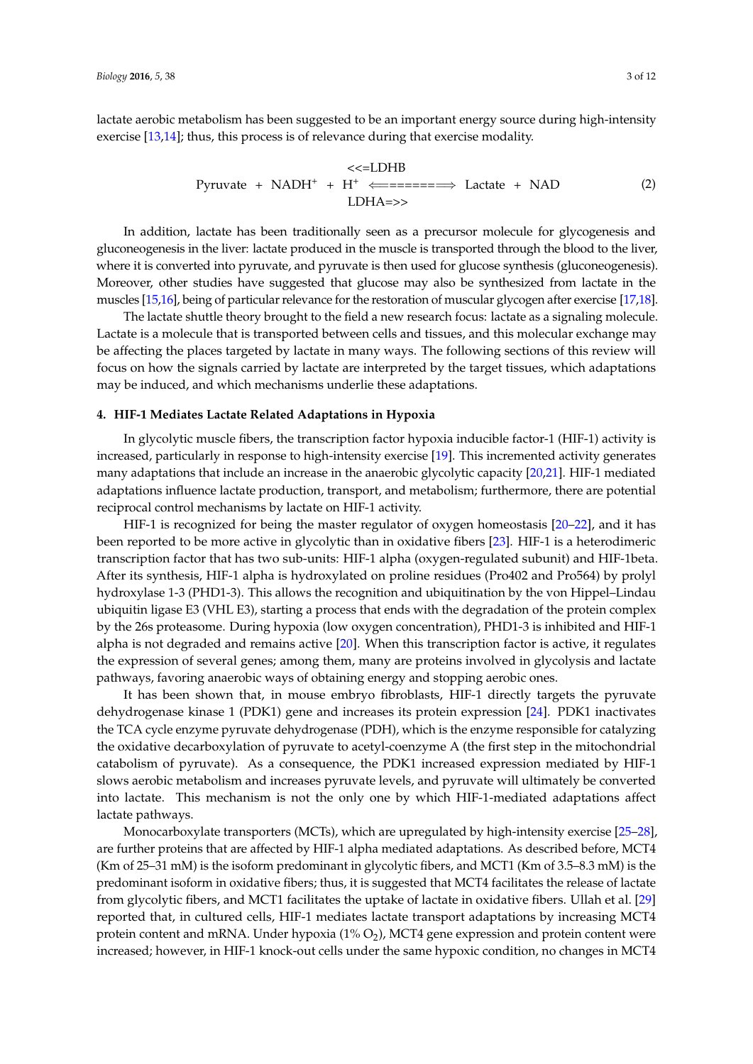lactate aerobic metabolism has been suggested to be an important energy source during high-intensity exercise [13,14]; thus, this process is of relevance during that exercise modality.

$$\text{Pyruvate} + \text{NADH}^{+} + \text{H}^{+} \underset{\text{LDHA}=>>}{\overset{<<=\text{LDHB}}{\Longleftrightarrow}} \text{Lactate} + \text{NAD} \tag{2}$$

In addition, lactate has been traditionally seen as a precursor molecule for glycogenesis and gluconeogenesis in the liver: lactate produced in the muscle is transported through the blood to the liver, where it is converted into pyruvate, and pyruvate is then used for glucose synthesis (gluconeogenesis). Moreover, other studies have suggested that glucose may also be synthesized from lactate in the muscles [15,16], being of particular relevance for the restoration of muscular glycogen after exercise [17,18].

The lactate shuttle theory brought to the field a new research focus: lactate as a signaling molecule. Lactate is a molecule that is transported between cells and tissues, and this molecular exchange may be affecting the places targeted by lactate in many ways. The following sections of this review will focus on how the signals carried by lactate are interpreted by the target tissues, which adaptations may be induced, and which mechanisms underlie these adaptations.

## 4. HIF-1 Mediates Lactate Related Adaptations in Hypoxia

In glycolytic muscle fibers, the transcription factor hypoxia inducible factor-1 (HIF-1) activity is increased, particularly in response to high-intensity exercise [19]. This incremented activity generates many adaptations that include an increase in the anaerobic glycolytic capacity [20,21]. HIF-1 mediated adaptations influence lactate production, transport, and metabolism; furthermore, there are potential reciprocal control mechanisms by lactate on HIF-1 activity.

HIF-1 is recognized for being the master regulator of oxygen homeostasis [20–22], and it has been reported to be more active in glycolytic than in oxidative fibers [23]. HIF-1 is a heterodimeric transcription factor that has two sub-units: HIF-1 alpha (oxygen-regulated subunit) and HIF-1beta. After its synthesis, HIF-1 alpha is hydroxylated on proline residues (Pro402 and Pro564) by prolyl hydroxylase 1-3 (PHD1-3). This allows the recognition and ubiquitination by the von Hippel–Lindau ubiquitin ligase E3 (VHL E3), starting a process that ends with the degradation of the protein complex by the 26s proteasome. During hypoxia (low oxygen concentration), PHD1-3 is inhibited and HIF-1 alpha is not degraded and remains active [20]. When this transcription factor is active, it regulates the expression of several genes; among them, many are proteins involved in glycolysis and lactate pathways, favoring anaerobic ways of obtaining energy and stopping aerobic ones.

It has been shown that, in mouse embryo fibroblasts, HIF-1 directly targets the pyruvate dehydrogenase kinase 1 (PDK1) gene and increases its protein expression [24]. PDK1 inactivates the TCA cycle enzyme pyruvate dehydrogenase (PDH), which is the enzyme responsible for catalyzing the oxidative decarboxylation of pyruvate to acetyl-coenzyme A (the first step in the mitochondrial catabolism of pyruvate). As a consequence, the PDK1 increased expression mediated by HIF-1 slows aerobic metabolism and increases pyruvate levels, and pyruvate will ultimately be converted into lactate. This mechanism is not the only one by which HIF-1-mediated adaptations affect lactate pathways.

Monocarboxylate transporters (MCTs), which are upregulated by high-intensity exercise [25–28], are further proteins that are affected by HIF-1 alpha mediated adaptations. As described before, MCT4 (Km of 25–31 mM) is the isoform predominant in glycolytic fibers, and MCT1 (Km of 3.5–8.3 mM) is the predominant isoform in oxidative fibers; thus, it is suggested that MCT4 facilitates the release of lactate from glycolytic fibers, and MCT1 facilitates the uptake of lactate in oxidative fibers. Ullah et al. [29] reported that, in cultured cells, HIF-1 mediates lactate transport adaptations by increasing MCT4 protein content and mRNA. Under hypoxia (1% $O_2$), MCT4 gene expression and protein content were increased; however, in HIF-1 knock-out cells under the same hypoxic condition, no changes in MCT4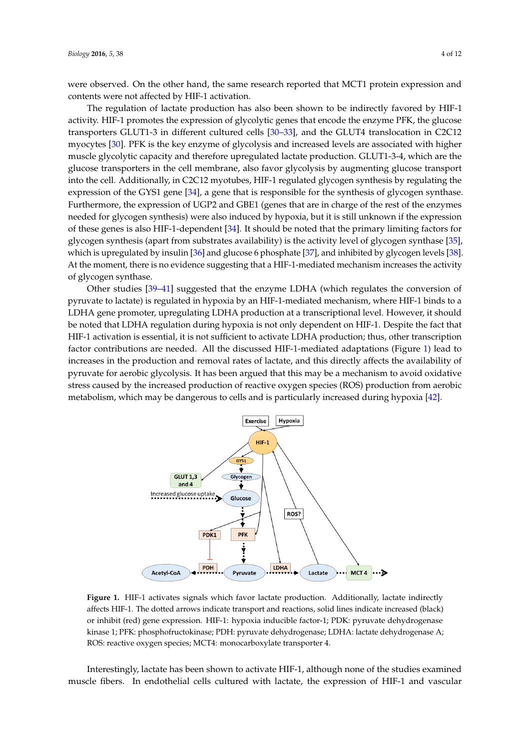were observed. On the other hand, the same research reported that MCT1 protein expression and contents were not affected by HIF-1 activation.

The regulation of lactate production has also been shown to be indirectly favored by HIF-1 activity. HIF-1 promotes the expression of glycolytic genes that encode the enzyme PFK, the glucose transporters GLUT1-3 in different cultured cells [30–33], and the GLUT4 translocation in C2C12 myocytes [30]. PFK is the key enzyme of glycolysis and increased levels are associated with higher muscle glycolytic capacity and therefore upregulated lactate production. GLUT1-3-4, which are the glucose transporters in the cell membrane, also favor glycolysis by augmenting glucose transport into the cell. Additionally, in C2C12 myotubes, HIF-1 regulated glycogen synthesis by regulating the expression of the GYS1 gene [34], a gene that is responsible for the synthesis of glycogen synthase. Furthermore, the expression of UGP2 and GBE1 (genes that are in charge of the rest of the enzymes needed for glycogen synthesis) were also induced by hypoxia, but it is still unknown if the expression of these genes is also HIF-1-dependent [34]. It should be noted that the primary limiting factors for glycogen synthesis (apart from substrates availability) is the activity level of glycogen synthase [35], which is upregulated by insulin [36] and glucose 6 phosphate [37], and inhibited by glycogen levels [38]. At the moment, there is no evidence suggesting that a HIF-1-mediated mechanism increases the activity of glycogen synthase.

Other studies [39–41] suggested that the enzyme LDHA (which regulates the conversion of pyruvate to lactate) is regulated in hypoxia by an HIF-1-mediated mechanism, where HIF-1 binds to a LDHA gene promoter, upregulating LDHA production at a transcriptional level. However, it should be noted that LDHA regulation during hypoxia is not only dependent on HIF-1. Despite the fact that HIF-1 activation is essential, it is not sufficient to activate LDHA production; thus, other transcription factor contributions are needed. All the discussed HIF-1-mediated adaptations (Figure 1) lead to increases in the production and removal rates of lactate, and this directly affects the availability of pyruvate for aerobic glycolysis. It has been argued that this may be a mechanism to avoid oxidative stress caused by the increased production of reactive oxygen species (ROS) production from aerobic metabolism, which may be dangerous to cells and is particularly increased during hypoxia [42].

**Figure 1.** HIF-1 activates signals which favor lactate production. Additionally, lactate indirectly affects HIF-1. The dotted arrows indicate transport and reactions, solid lines indicate increased (black) or inhibit (red) gene expression. HIF-1: hypoxia inducible factor-1; PDK: pyruvate dehydrogenase kinase 1; PFK: phosphofructokinase; PDH: pyruvate dehydrogenase; LDHA: lactate dehydrogenase A; ROS: reactive oxygen species; MCT4: monocarboxylate transporter 4.

Interestingly, lactate has been shown to activate HIF-1, although none of the studies examined muscle fibers. In endothelial cells cultured with lactate, the expression of HIF-1 and vascular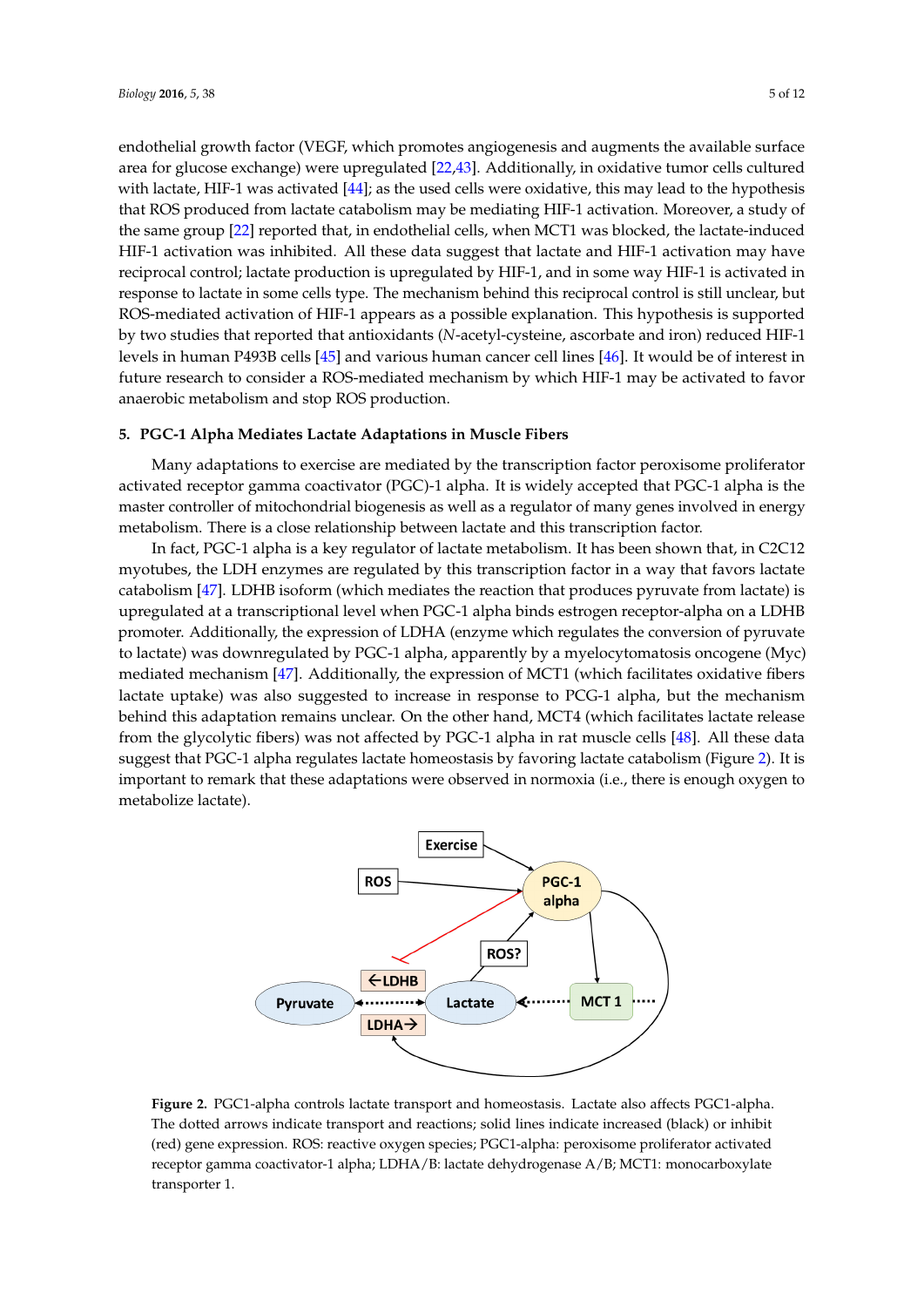endothelial growth factor (VEGF, which promotes angiogenesis and augments the available surface area for glucose exchange) were upregulated [22,43]. Additionally, in oxidative tumor cells cultured with lactate, HIF-1 was activated [44]; as the used cells were oxidative, this may lead to the hypothesis that ROS produced from lactate catabolism may be mediating HIF-1 activation. Moreover, a study of the same group [22] reported that, in endothelial cells, when MCT1 was blocked, the lactate-induced HIF-1 activation was inhibited. All these data suggest that lactate and HIF-1 activation may have reciprocal control; lactate production is upregulated by HIF-1, and in some way HIF-1 is activated in response to lactate in some cells type. The mechanism behind this reciprocal control is still unclear, but ROS-mediated activation of HIF-1 appears as a possible explanation. This hypothesis is supported by two studies that reported that antioxidants (*N*-acetyl-cysteine, ascorbate and iron) reduced HIF-1 levels in human P493B cells [45] and various human cancer cell lines [46]. It would be of interest in future research to consider a ROS-mediated mechanism by which HIF-1 may be activated to favor anaerobic metabolism and stop ROS production.

## 5. PGC-1 Alpha Mediates Lactate Adaptations in Muscle Fibers

Many adaptations to exercise are mediated by the transcription factor peroxisome proliferator activated receptor gamma coactivator (PGC)-1 alpha. It is widely accepted that PGC-1 alpha is the master controller of mitochondrial biogenesis as well as a regulator of many genes involved in energy metabolism. There is a close relationship between lactate and this transcription factor.

In fact, PGC-1 alpha is a key regulator of lactate metabolism. It has been shown that, in C2C12 myotubes, the LDH enzymes are regulated by this transcription factor in a way that favors lactate catabolism [47]. LDHB isoform (which mediates the reaction that produces pyruvate from lactate) is upregulated at a transcriptional level when PGC-1 alpha binds estrogen receptor-alpha on a LDHB promoter. Additionally, the expression of LDHA (enzyme which regulates the conversion of pyruvate to lactate) was downregulated by PGC-1 alpha, apparently by a myelocytomatosis oncogene (Myc) mediated mechanism [47]. Additionally, the expression of MCT1 (which facilitates oxidative fibers lactate uptake) was also suggested to increase in response to PCG-1 alpha, but the mechanism behind this adaptation remains unclear. On the other hand, MCT4 (which facilitates lactate release from the glycolytic fibers) was not affected by PGC-1 alpha in rat muscle cells [48]. All these data suggest that PGC-1 alpha regulates lactate homeostasis by favoring lactate catabolism (Figure 2). It is important to remark that these adaptations were observed in normoxia (i.e., there is enough oxygen to metabolize lactate).

**Figure 2.** PGC1-alpha controls lactate transport and homeostasis. Lactate also affects PGC1-alpha. The dotted arrows indicate transport and reactions; solid lines indicate increased (black) or inhibit (red) gene expression. ROS: reactive oxygen species; PGC1-alpha: peroxisome proliferator activated receptor gamma coactivator-1 alpha; LDHA/B: lactate dehydrogenase A/B; MCT1: monocarboxylate transporter 1.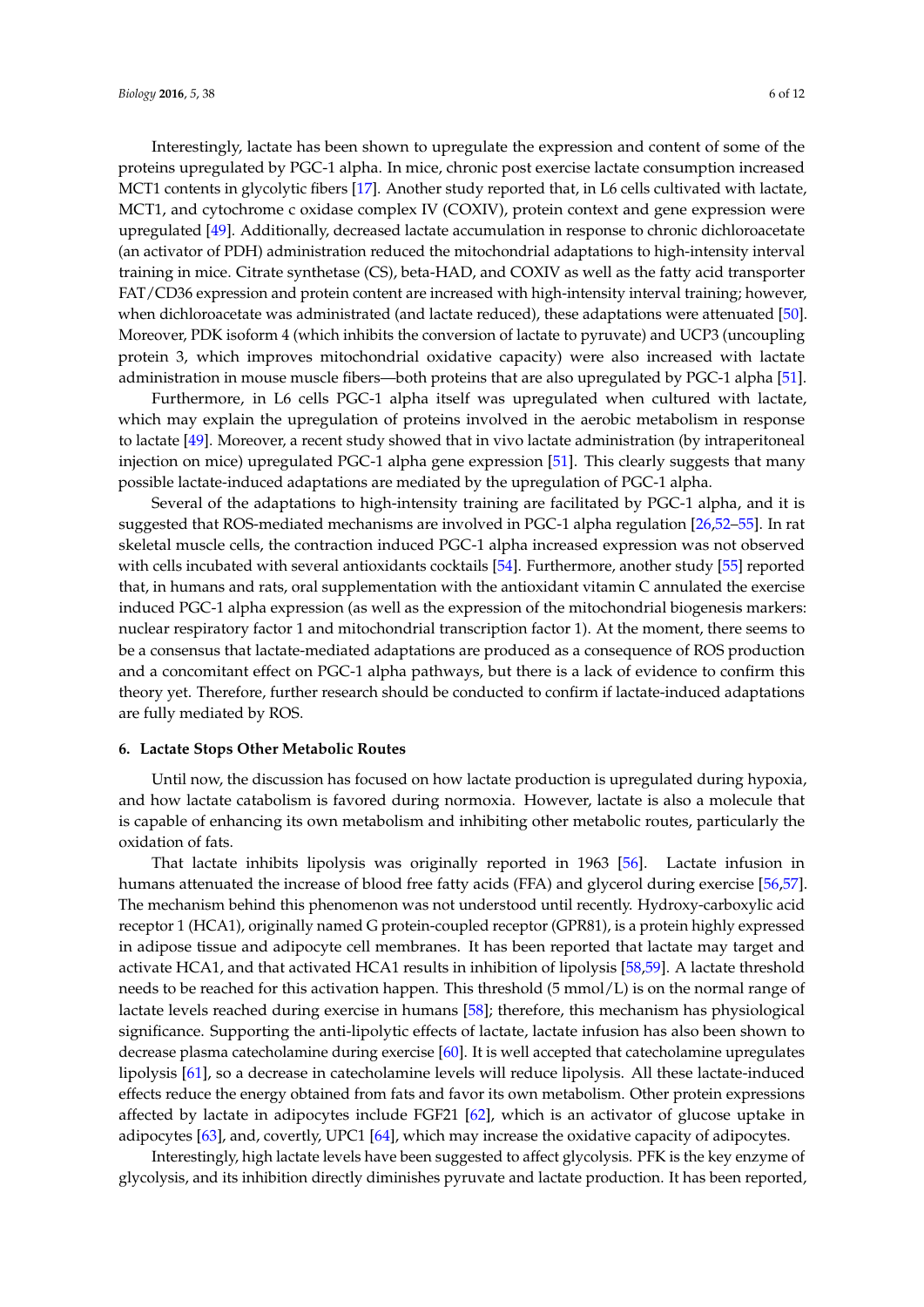Interestingly, lactate has been shown to upregulate the expression and content of some of the proteins upregulated by PGC-1 alpha. In mice, chronic post exercise lactate consumption increased MCT1 contents in glycolytic fibers [17]. Another study reported that, in L6 cells cultivated with lactate, MCT1, and cytochrome c oxidase complex IV (COXIV), protein context and gene expression were upregulated [49]. Additionally, decreased lactate accumulation in response to chronic dichloroacetate (an activator of PDH) administration reduced the mitochondrial adaptations to high-intensity interval training in mice. Citrate synthetase (CS), beta-HAD, and COXIV as well as the fatty acid transporter FAT/CD36 expression and protein content are increased with high-intensity interval training; however, when dichloroacetate was administrated (and lactate reduced), these adaptations were attenuated [50]. Moreover, PDK isoform 4 (which inhibits the conversion of lactate to pyruvate) and UCP3 (uncoupling protein 3, which improves mitochondrial oxidative capacity) were also increased with lactate administration in mouse muscle fibers—both proteins that are also upregulated by PGC-1 alpha [51].

Furthermore, in L6 cells PGC-1 alpha itself was upregulated when cultured with lactate, which may explain the upregulation of proteins involved in the aerobic metabolism in response to lactate [49]. Moreover, a recent study showed that in vivo lactate administration (by intraperitoneal injection on mice) upregulated PGC-1 alpha gene expression [51]. This clearly suggests that many possible lactate-induced adaptations are mediated by the upregulation of PGC-1 alpha.

Several of the adaptations to high-intensity training are facilitated by PGC-1 alpha, and it is suggested that ROS-mediated mechanisms are involved in PGC-1 alpha regulation [26,52–55]. In rat skeletal muscle cells, the contraction induced PGC-1 alpha increased expression was not observed with cells incubated with several antioxidants cocktails [54]. Furthermore, another study [55] reported that, in humans and rats, oral supplementation with the antioxidant vitamin C annulated the exercise induced PGC-1 alpha expression (as well as the expression of the mitochondrial biogenesis markers: nuclear respiratory factor 1 and mitochondrial transcription factor 1). At the moment, there seems to be a consensus that lactate-mediated adaptations are produced as a consequence of ROS production and a concomitant effect on PGC-1 alpha pathways, but there is a lack of evidence to confirm this theory yet. Therefore, further research should be conducted to confirm if lactate-induced adaptations are fully mediated by ROS.

## 6. Lactate Stops Other Metabolic Routes

Until now, the discussion has focused on how lactate production is upregulated during hypoxia, and how lactate catabolism is favored during normoxia. However, lactate is also a molecule that is capable of enhancing its own metabolism and inhibiting other metabolic routes, particularly the oxidation of fats.

That lactate inhibits lipolysis was originally reported in 1963 [56]. Lactate infusion in humans attenuated the increase of blood free fatty acids (FFA) and glycerol during exercise [56,57]. The mechanism behind this phenomenon was not understood until recently. Hydroxy-carboxylic acid receptor 1 (HCA1), originally named G protein-coupled receptor (GPR81), is a protein highly expressed in adipose tissue and adipocyte cell membranes. It has been reported that lactate may target and activate HCA1, and that activated HCA1 results in inhibition of lipolysis [58,59]. A lactate threshold needs to be reached for this activation happen. This threshold (5 mmol/L) is on the normal range of lactate levels reached during exercise in humans [58]; therefore, this mechanism has physiological significance. Supporting the anti-lipolytic effects of lactate, lactate infusion has also been shown to decrease plasma catecholamine during exercise [60]. It is well accepted that catecholamine upregulates lipolysis [61], so a decrease in catecholamine levels will reduce lipolysis. All these lactate-induced effects reduce the energy obtained from fats and favor its own metabolism. Other protein expressions affected by lactate in adipocytes include FGF21 [62], which is an activator of glucose uptake in adipocytes [63], and, covertly, UPC1 [64], which may increase the oxidative capacity of adipocytes.

Interestingly, high lactate levels have been suggested to affect glycolysis. PFK is the key enzyme of glycolysis, and its inhibition directly diminishes pyruvate and lactate production. It has been reported,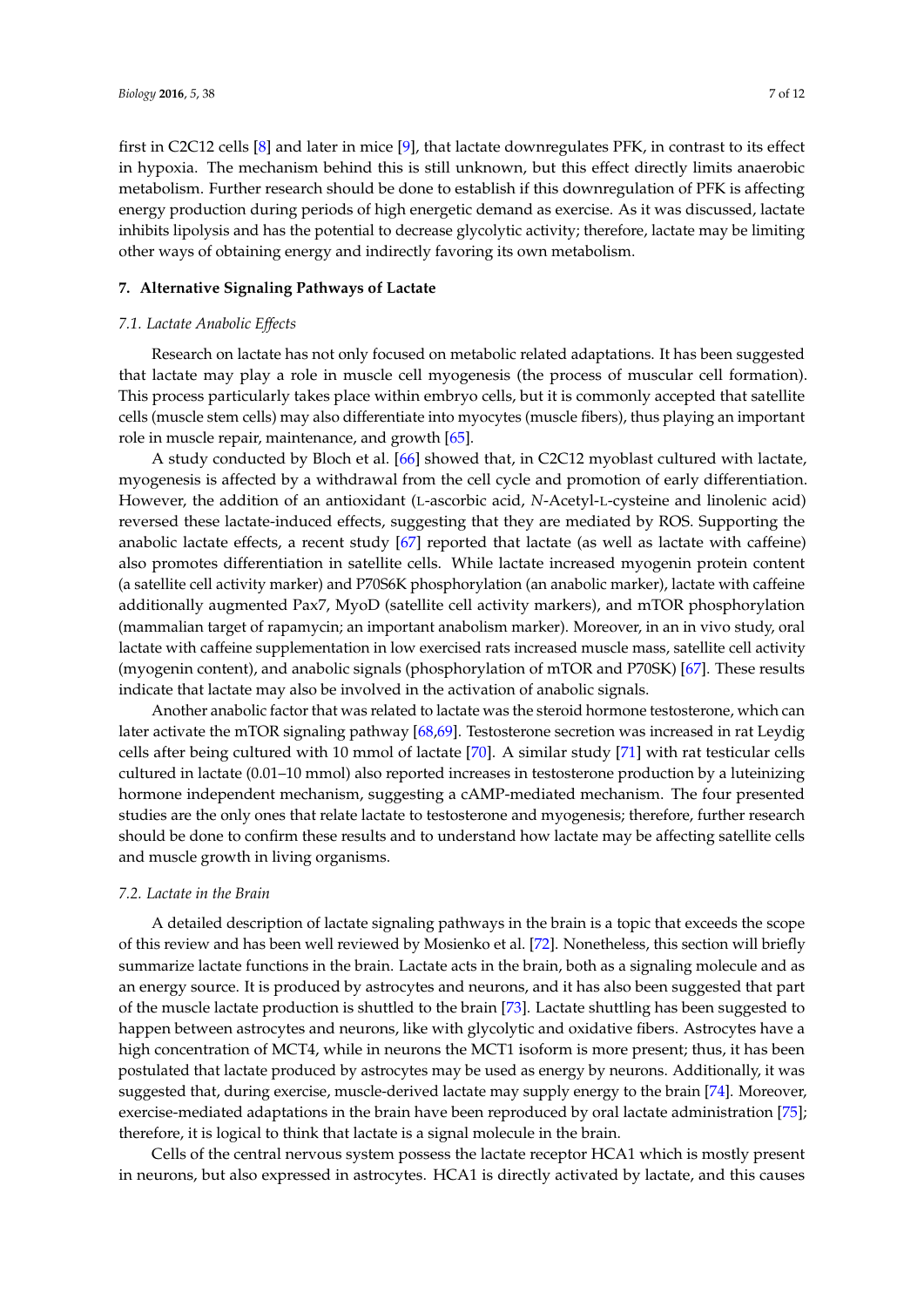first in C2C12 cells [8] and later in mice [9], that lactate downregulates PFK, in contrast to its effect in hypoxia. The mechanism behind this is still unknown, but this effect directly limits anaerobic metabolism. Further research should be done to establish if this downregulation of PFK is affecting energy production during periods of high energetic demand as exercise. As it was discussed, lactate inhibits lipolysis and has the potential to decrease glycolytic activity; therefore, lactate may be limiting other ways of obtaining energy and indirectly favoring its own metabolism.

## 7. Alternative Signaling Pathways of Lactate

### *7.1. Lactate Anabolic Effects*

Research on lactate has not only focused on metabolic related adaptations. It has been suggested that lactate may play a role in muscle cell myogenesis (the process of muscular cell formation). This process particularly takes place within embryo cells, but it is commonly accepted that satellite cells (muscle stem cells) may also differentiate into myocytes (muscle fibers), thus playing an important role in muscle repair, maintenance, and growth [65].

A study conducted by Bloch et al. [66] showed that, in C2C12 myoblast cultured with lactate, myogenesis is affected by a withdrawal from the cell cycle and promotion of early differentiation. However, the addition of an antioxidant (L-ascorbic acid, *N*-Acetyl-L-cysteine and linolenic acid) reversed these lactate-induced effects, suggesting that they are mediated by ROS. Supporting the anabolic lactate effects, a recent study [67] reported that lactate (as well as lactate with caffeine) also promotes differentiation in satellite cells. While lactate increased myogenin protein content (a satellite cell activity marker) and P70S6K phosphorylation (an anabolic marker), lactate with caffeine additionally augmented Pax7, MyoD (satellite cell activity markers), and mTOR phosphorylation (mammalian target of rapamycin; an important anabolism marker). Moreover, in an in vivo study, oral lactate with caffeine supplementation in low exercised rats increased muscle mass, satellite cell activity (myogenin content), and anabolic signals (phosphorylation of mTOR and P70SK) [67]. These results indicate that lactate may also be involved in the activation of anabolic signals.

Another anabolic factor that was related to lactate was the steroid hormone testosterone, which can later activate the mTOR signaling pathway [68,69]. Testosterone secretion was increased in rat Leydig cells after being cultured with 10 mmol of lactate [70]. A similar study [71] with rat testicular cells cultured in lactate (0.01–10 mmol) also reported increases in testosterone production by a luteinizing hormone independent mechanism, suggesting a cAMP-mediated mechanism. The four presented studies are the only ones that relate lactate to testosterone and myogenesis; therefore, further research should be done to confirm these results and to understand how lactate may be affecting satellite cells and muscle growth in living organisms.

### *7.2. Lactate in the Brain*

A detailed description of lactate signaling pathways in the brain is a topic that exceeds the scope of this review and has been well reviewed by Mosienko et al. [72]. Nonetheless, this section will briefly summarize lactate functions in the brain. Lactate acts in the brain, both as a signaling molecule and as an energy source. It is produced by astrocytes and neurons, and it has also been suggested that part of the muscle lactate production is shuttled to the brain [73]. Lactate shuttling has been suggested to happen between astrocytes and neurons, like with glycolytic and oxidative fibers. Astrocytes have a high concentration of MCT4, while in neurons the MCT1 isoform is more present; thus, it has been postulated that lactate produced by astrocytes may be used as energy by neurons. Additionally, it was suggested that, during exercise, muscle-derived lactate may supply energy to the brain [74]. Moreover, exercise-mediated adaptations in the brain have been reproduced by oral lactate administration [75]; therefore, it is logical to think that lactate is a signal molecule in the brain.

Cells of the central nervous system possess the lactate receptor HCA1 which is mostly present in neurons, but also expressed in astrocytes. HCA1 is directly activated by lactate, and this causes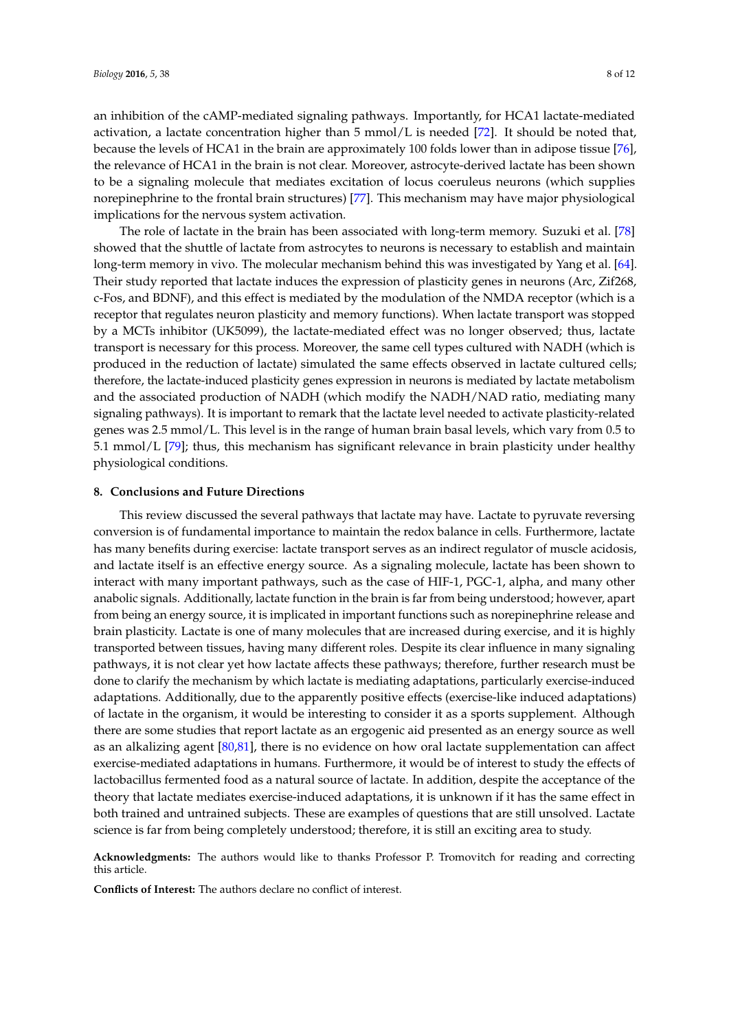an inhibition of the cAMP-mediated signaling pathways. Importantly, for HCA1 lactate-mediated activation, a lactate concentration higher than 5 mmol/L is needed [72]. It should be noted that, because the levels of HCA1 in the brain are approximately 100 folds lower than in adipose tissue [76], the relevance of HCA1 in the brain is not clear. Moreover, astrocyte-derived lactate has been shown to be a signaling molecule that mediates excitation of locus coeruleus neurons (which supplies norepinephrine to the frontal brain structures) [77]. This mechanism may have major physiological implications for the nervous system activation.

The role of lactate in the brain has been associated with long-term memory. Suzuki et al. [78] showed that the shuttle of lactate from astrocytes to neurons is necessary to establish and maintain long-term memory in vivo. The molecular mechanism behind this was investigated by Yang et al. [64]. Their study reported that lactate induces the expression of plasticity genes in neurons (Arc, Zif268, c-Fos, and BDNF), and this effect is mediated by the modulation of the NMDA receptor (which is a receptor that regulates neuron plasticity and memory functions). When lactate transport was stopped by a MCTs inhibitor (UK5099), the lactate-mediated effect was no longer observed; thus, lactate transport is necessary for this process. Moreover, the same cell types cultured with NADH (which is produced in the reduction of lactate) simulated the same effects observed in lactate cultured cells; therefore, the lactate-induced plasticity genes expression in neurons is mediated by lactate metabolism and the associated production of NADH (which modify the NADH/NAD ratio, mediating many signaling pathways). It is important to remark that the lactate level needed to activate plasticity-related genes was 2.5 mmol/L. This level is in the range of human brain basal levels, which vary from 0.5 to 5.1 mmol/L [79]; thus, this mechanism has significant relevance in brain plasticity under healthy physiological conditions.

## 8. Conclusions and Future Directions

This review discussed the several pathways that lactate may have. Lactate to pyruvate reversing conversion is of fundamental importance to maintain the redox balance in cells. Furthermore, lactate has many benefits during exercise: lactate transport serves as an indirect regulator of muscle acidosis, and lactate itself is an effective energy source. As a signaling molecule, lactate has been shown to interact with many important pathways, such as the case of HIF-1, PGC-1, alpha, and many other anabolic signals. Additionally, lactate function in the brain is far from being understood; however, apart from being an energy source, it is implicated in important functions such as norepinephrine release and brain plasticity. Lactate is one of many molecules that are increased during exercise, and it is highly transported between tissues, having many different roles. Despite its clear influence in many signaling pathways, it is not clear yet how lactate affects these pathways; therefore, further research must be done to clarify the mechanism by which lactate is mediating adaptations, particularly exercise-induced adaptations. Additionally, due to the apparently positive effects (exercise-like induced adaptations) of lactate in the organism, it would be interesting to consider it as a sports supplement. Although there are some studies that report lactate as an ergogenic aid presented as an energy source as well as an alkalizing agent [80,81], there is no evidence on how oral lactate supplementation can affect exercise-mediated adaptations in humans. Furthermore, it would be of interest to study the effects of lactobacillus fermented food as a natural source of lactate. In addition, despite the acceptance of the theory that lactate mediates exercise-induced adaptations, it is unknown if it has the same effect in both trained and untrained subjects. These are examples of questions that are still unsolved. Lactate science is far from being completely understood; therefore, it is still an exciting area to study.

**Acknowledgments:** The authors would like to thanks Professor P. Tromovitch for reading and correcting this article.

**Conflicts of Interest:** The authors declare no conflict of interest.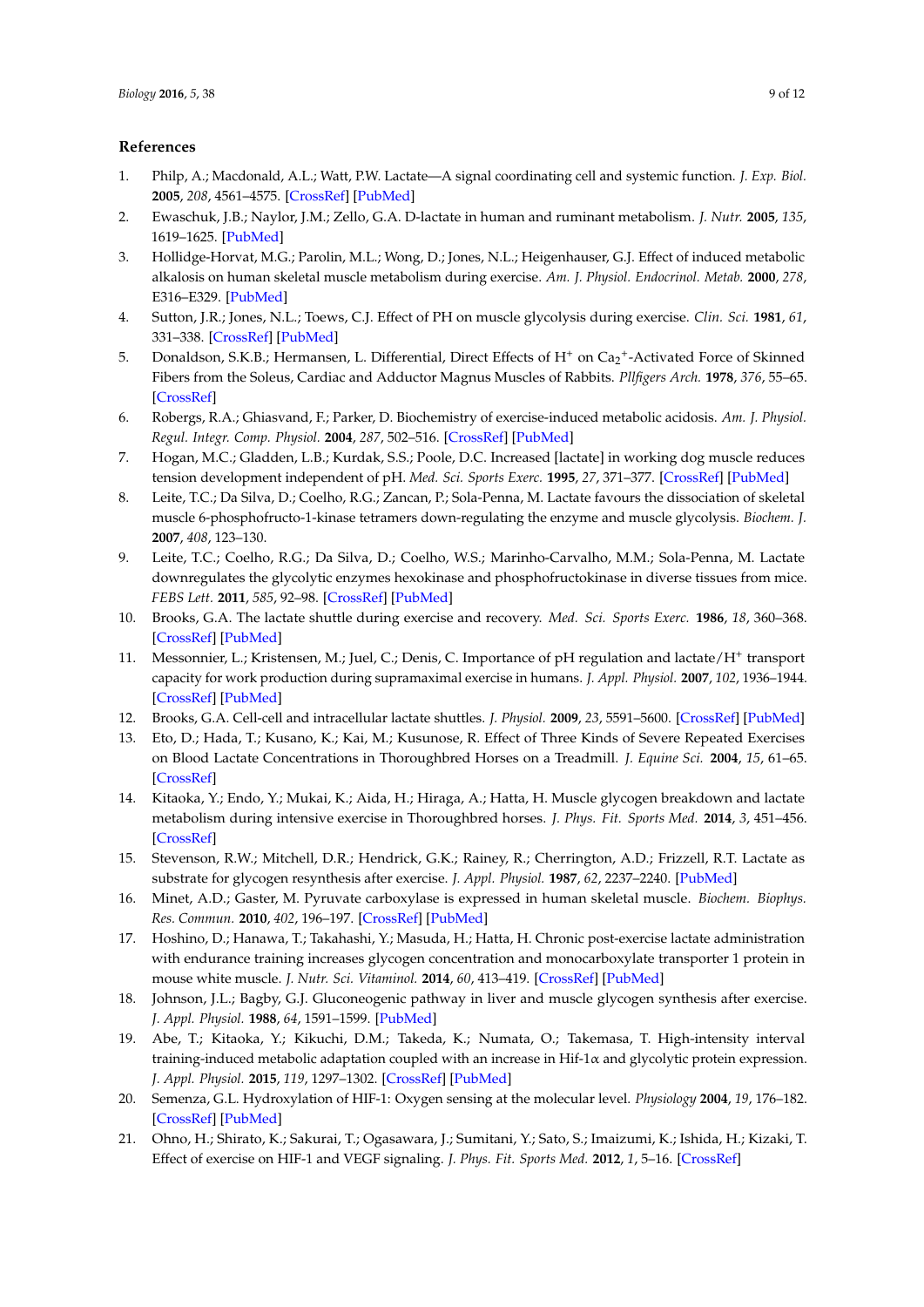## References

1. Philp, A.; Macdonald, A.L.; Watt, P.W. Lactate—A signal coordinating cell and systemic function. *J. Exp. Biol.* **2005**, *208*, 4561–4575. [CrossRef] [PubMed]
2. Ewaschuk, J.B.; Naylor, J.M.; Zello, G.A. D-lactate in human and ruminant metabolism. *J. Nutr.* **2005**, *135*, 1619–1625. [PubMed]
3. Hollidge-Horvat, M.G.; Parolin, M.L.; Wong, D.; Jones, N.L.; Heigenhauser, G.J. Effect of induced metabolic alkalosis on human skeletal muscle metabolism during exercise. *Am. J. Physiol. Endocrinol. Metab.* **2000**, *278*, E316–E329. [PubMed]
4. Sutton, J.R.; Jones, N.L.; Toews, C.J. Effect of PH on muscle glycolysis during exercise. *Clin. Sci.* **1981**, *61*, 331–338. [CrossRef] [PubMed]
5. Donaldson, S.K.B.; Hermansen, L. Differential, Direct Effects of $H^+$ on $Ca_2^+$-Activated Force of Skinned Fibers from the Soleus, Cardiac and Adductor Magnus Muscles of Rabbits. *Pllfigers Arch.* **1978**, *376*, 55–65. [CrossRef]
6. Robergs, R.A.; Ghiasvand, F.; Parker, D. Biochemistry of exercise-induced metabolic acidosis. *Am. J. Physiol. Regul. Integr. Comp. Physiol.* **2004**, *287*, 502–516. [CrossRef] [PubMed]
7. Hogan, M.C.; Gladden, L.B.; Kurdak, S.S.; Poole, D.C. Increased [lactate] in working dog muscle reduces tension development independent of pH. *Med. Sci. Sports Exerc.* **1995**, *27*, 371–377. [CrossRef] [PubMed]
8. Leite, T.C.; Da Silva, D.; Coelho, R.G.; Zancan, P.; Sola-Penna, M. Lactate favours the dissociation of skeletal muscle 6-phosphofructo-1-kinase tetramers down-regulating the enzyme and muscle glycolysis. *Biochem. J.* **2007**, *408*, 123–130.
9. Leite, T.C.; Coelho, R.G.; Da Silva, D.; Coelho, W.S.; Marinho-Carvalho, M.M.; Sola-Penna, M. Lactate downregulates the glycolytic enzymes hexokinase and phosphofructokinase in diverse tissues from mice. *FEBS Lett.* **2011**, *585*, 92–98. [CrossRef] [PubMed]
10. Brooks, G.A. The lactate shuttle during exercise and recovery. *Med. Sci. Sports Exerc.* **1986**, *18*, 360–368. [CrossRef] [PubMed]
11. Messonnier, L.; Kristensen, M.; Juel, C.; Denis, C. Importance of pH regulation and lactate/$H^+$ transport capacity for work production during supramaximal exercise in humans. *J. Appl. Physiol.* **2007**, *102*, 1936–1944. [CrossRef] [PubMed]
12. Brooks, G.A. Cell-cell and intracellular lactate shuttles. *J. Physiol.* **2009**, *23*, 5591–5600. [CrossRef] [PubMed]
13. Eto, D.; Hada, T.; Kusano, K.; Kai, M.; Kusunose, R. Effect of Three Kinds of Severe Repeated Exercises on Blood Lactate Concentrations in Thoroughbred Horses on a Treadmill. *J. Equine Sci.* **2004**, *15*, 61–65. [CrossRef]
14. Kitaoka, Y.; Endo, Y.; Mukai, K.; Aida, H.; Hiraga, A.; Hatta, H. Muscle glycogen breakdown and lactate metabolism during intensive exercise in Thoroughbred horses. *J. Phys. Fit. Sports Med.* **2014**, *3*, 451–456. [CrossRef]
15. Stevenson, R.W.; Mitchell, D.R.; Hendrick, G.K.; Rainey, R.; Cherrington, A.D.; Frizzell, R.T. Lactate as substrate for glycogen resynthesis after exercise. *J. Appl. Physiol.* **1987**, *62*, 2237–2240. [PubMed]
16. Minet, A.D.; Gaster, M. Pyruvate carboxylase is expressed in human skeletal muscle. *Biochem. Biophys. Res. Commun.* **2010**, *402*, 196–197. [CrossRef] [PubMed]
17. Hoshino, D.; Hanawa, T.; Takahashi, Y.; Masuda, H.; Hatta, H. Chronic post-exercise lactate administration with endurance training increases glycogen concentration and monocarboxylate transporter 1 protein in mouse white muscle. *J. Nutr. Sci. Vitaminol.* **2014**, *60*, 413–419. [CrossRef] [PubMed]
18. Johnson, J.L.; Bagby, G.J. Gluconeogenic pathway in liver and muscle glycogen synthesis after exercise. *J. Appl. Physiol.* **1988**, *64*, 1591–1599. [PubMed]
19. Abe, T.; Kitaoka, Y.; Kikuchi, D.M.; Takeda, K.; Numata, O.; Takemasa, T. High-intensity interval training-induced metabolic adaptation coupled with an increase in Hif-1α and glycolytic protein expression. *J. Appl. Physiol.* **2015**, *119*, 1297–1302. [CrossRef] [PubMed]
20. Semenza, G.L. Hydroxylation of HIF-1: Oxygen sensing at the molecular level. *Physiology* **2004**, *19*, 176–182. [CrossRef] [PubMed]
21. Ohno, H.; Shirato, K.; Sakurai, T.; Ogasawara, J.; Sumitani, Y.; Sato, S.; Imaizumi, K.; Ishida, H.; Kizaki, T. Effect of exercise on HIF-1 and VEGF signaling. *J. Phys. Fit. Sports Med.* **2012**, *1*, 5–16. [CrossRef]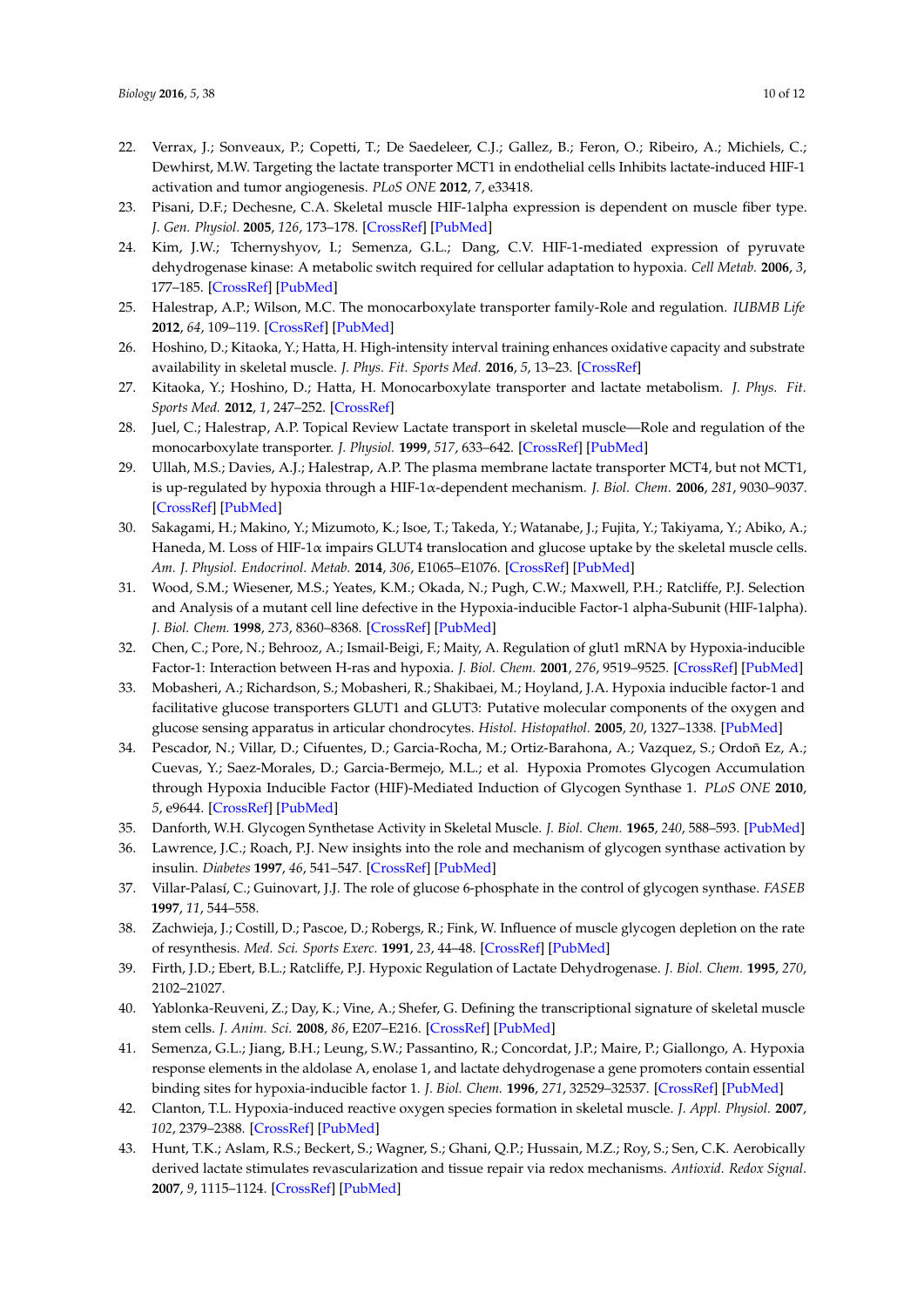22. Verrax, J.; Sonveaux, P.; Copetti, T.; De Saedeleer, C.J.; Gallez, B.; Feron, O.; Ribeiro, A.; Michiels, C.; Dewhirst, M.W. Targeting the lactate transporter MCT1 in endothelial cells Inhibits lactate-induced HIF-1 activation and tumor angiogenesis. *PLoS ONE* **2012**, *7*, e33418.
23. Pisani, D.F.; Dechesne, C.A. Skeletal muscle HIF-1alpha expression is dependent on muscle fiber type. *J. Gen. Physiol.* **2005**, *126*, 173–178. [CrossRef] [PubMed]
24. Kim, J.W.; Tchernyshyov, I.; Semenza, G.L.; Dang, C.V. HIF-1-mediated expression of pyruvate dehydrogenase kinase: A metabolic switch required for cellular adaptation to hypoxia. *Cell Metab.* **2006**, *3*, 177–185. [CrossRef] [PubMed]
25. Halestrap, A.P.; Wilson, M.C. The monocarboxylate transporter family-Role and regulation. *IUBMB Life* **2012**, *64*, 109–119. [CrossRef] [PubMed]
26. Hoshino, D.; Kitaoka, Y.; Hatta, H. High-intensity interval training enhances oxidative capacity and substrate availability in skeletal muscle. *J. Phys. Fit. Sports Med.* **2016**, *5*, 13–23. [CrossRef]
27. Kitaoka, Y.; Hoshino, D.; Hatta, H. Monocarboxylate transporter and lactate metabolism. *J. Phys. Fit. Sports Med.* **2012**, *1*, 247–252. [CrossRef]
28. Juel, C.; Halestrap, A.P. Topical Review Lactate transport in skeletal muscle—Role and regulation of the monocarboxylate transporter. *J. Physiol.* **1999**, *517*, 633–642. [CrossRef] [PubMed]
29. Ullah, M.S.; Davies, A.J.; Halestrap, A.P. The plasma membrane lactate transporter MCT4, but not MCT1, is up-regulated by hypoxia through a HIF-1α-dependent mechanism. *J. Biol. Chem.* **2006**, *281*, 9030–9037. [CrossRef] [PubMed]
30. Sakagami, H.; Makino, Y.; Mizumoto, K.; Isoe, T.; Takeda, Y.; Watanabe, J.; Fujita, Y.; Takiyama, Y.; Abiko, A.; Haneda, M. Loss of HIF-1α impairs GLUT4 translocation and glucose uptake by the skeletal muscle cells. *Am. J. Physiol. Endocrinol. Metab.* **2014**, *306*, E1065–E1076. [CrossRef] [PubMed]
31. Wood, S.M.; Wiesener, M.S.; Yeates, K.M.; Okada, N.; Pugh, C.W.; Maxwell, P.H.; Ratcliffe, P.J. Selection and Analysis of a mutant cell line defective in the Hypoxia-inducible Factor-1 alpha-Subunit (HIF-1alpha). *J. Biol. Chem.* **1998**, *273*, 8360–8368. [CrossRef] [PubMed]
32. Chen, C.; Pore, N.; Behrooz, A.; Ismail-Beigi, F.; Maity, A. Regulation of glut1 mRNA by Hypoxia-inducible Factor-1: Interaction between H-ras and hypoxia. *J. Biol. Chem.* **2001**, *276*, 9519–9525. [CrossRef] [PubMed]
33. Mobasheri, A.; Richardson, S.; Mobasheri, R.; Shakibaei, M.; Hoyland, J.A. Hypoxia inducible factor-1 and facilitative glucose transporters GLUT1 and GLUT3: Putative molecular components of the oxygen and glucose sensing apparatus in articular chondrocytes. *Histol. Histopathol.* **2005**, *20*, 1327–1338. [PubMed]
34. Pescador, N.; Villar, D.; Cifuentes, D.; Garcia-Rocha, M.; Ortiz-Barahona, A.; Vazquez, S.; Ordoñ Ez, A.; Cuevas, Y.; Saez-Morales, D.; Garcia-Bermejo, M.L.; et al. Hypoxia Promotes Glycogen Accumulation through Hypoxia Inducible Factor (HIF)-Mediated Induction of Glycogen Synthase 1. *PLoS ONE* **2010**, *5*, e9644. [CrossRef] [PubMed]
35. Danforth, W.H. Glycogen Synthetase Activity in Skeletal Muscle. *J. Biol. Chem.* **1965**, *240*, 588–593. [PubMed]
36. Lawrence, J.C.; Roach, P.J. New insights into the role and mechanism of glycogen synthase activation by insulin. *Diabetes* **1997**, *46*, 541–547. [CrossRef] [PubMed]
37. Villar-Palasí, C.; Guinovart, J.J. The role of glucose 6-phosphate in the control of glycogen synthase. *FASEB* **1997**, *11*, 544–558.
38. Zachwieja, J.; Costill, D.; Pascoe, D.; Robergs, R.; Fink, W. Influence of muscle glycogen depletion on the rate of resynthesis. *Med. Sci. Sports Exerc.* **1991**, *23*, 44–48. [CrossRef] [PubMed]
39. Firth, J.D.; Ebert, B.L.; Ratcliffe, P.J. Hypoxic Regulation of Lactate Dehydrogenase. *J. Biol. Chem.* **1995**, *270*, 2102–21027.
40. Yablonka-Reuveni, Z.; Day, K.; Vine, A.; Shefer, G. Defining the transcriptional signature of skeletal muscle stem cells. *J. Anim. Sci.* **2008**, *86*, E207–E216. [CrossRef] [PubMed]
41. Semenza, G.L.; Jiang, B.H.; Leung, S.W.; Passantino, R.; Concordat, J.P.; Maire, P.; Giallongo, A. Hypoxia response elements in the aldolase A, enolase 1, and lactate dehydrogenase a gene promoters contain essential binding sites for hypoxia-inducible factor 1. *J. Biol. Chem.* **1996**, *271*, 32529–32537. [CrossRef] [PubMed]
42. Clanton, T.L. Hypoxia-induced reactive oxygen species formation in skeletal muscle. *J. Appl. Physiol.* **2007**, *102*, 2379–2388. [CrossRef] [PubMed]
43. Hunt, T.K.; Aslam, R.S.; Beckert, S.; Wagner, S.; Ghani, Q.P.; Hussain, M.Z.; Roy, S.; Sen, C.K. Aerobically derived lactate stimulates revascularization and tissue repair via redox mechanisms. *Antioxid. Redox Signal.* **2007**, *9*, 1115–1124. [CrossRef] [PubMed]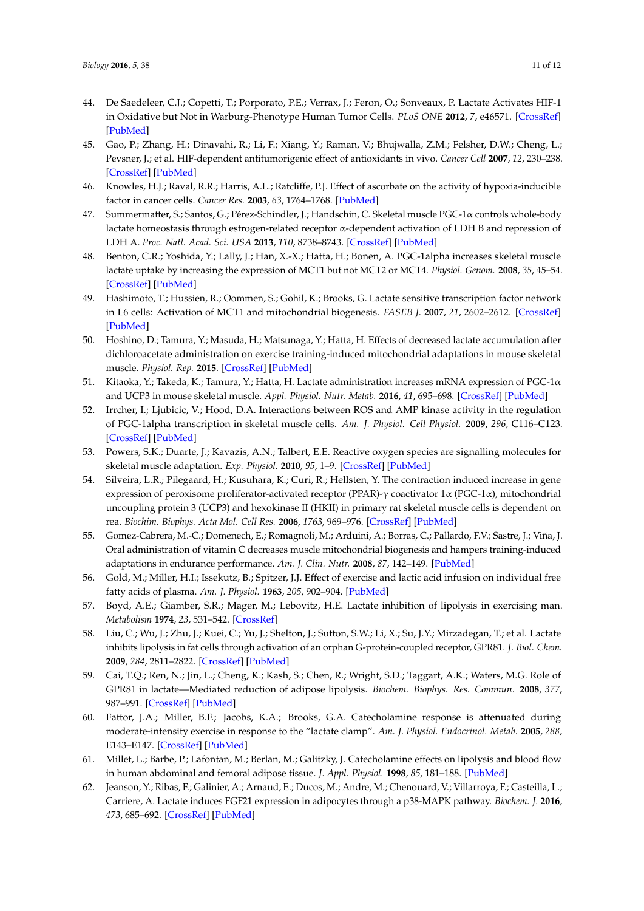44. De Saedeleer, C.J.; Copetti, T.; Porporato, P.E.; Verrax, J.; Feron, O.; Sonveaux, P. Lactate Activates HIF-1 in Oxidative but Not in Warburg-Phenotype Human Tumor Cells. *PLoS ONE* **2012**, *7*, e46571. [CrossRef] [PubMed]
45. Gao, P.; Zhang, H.; Dinavahi, R.; Li, F.; Xiang, Y.; Raman, V.; Bhujwalla, Z.M.; Felsher, D.W.; Cheng, L.; Pevsner, J.; et al. HIF-dependent antitumorigenic effect of antioxidants in vivo. *Cancer Cell* **2007**, *12*, 230–238. [CrossRef] [PubMed]
46. Knowles, H.J.; Raval, R.R.; Harris, A.L.; Ratcliffe, P.J. Effect of ascorbate on the activity of hypoxia-inducible factor in cancer cells. *Cancer Res.* **2003**, *63*, 1764–1768. [PubMed]
47. Summermatter, S.; Santos, G.; Pérez-Schindler, J.; Handschin, C. Skeletal muscle PGC-1α controls whole-body lactate homeostasis through estrogen-related receptor α-dependent activation of LDH B and repression of LDH A. *Proc. Natl. Acad. Sci. USA* **2013**, *110*, 8738–8743. [CrossRef] [PubMed]
48. Benton, C.R.; Yoshida, Y.; Lally, J.; Han, X.-X.; Hatta, H.; Bonen, A. PGC-1alpha increases skeletal muscle lactate uptake by increasing the expression of MCT1 but not MCT2 or MCT4. *Physiol. Genom.* **2008**, *35*, 45–54. [CrossRef] [PubMed]
49. Hashimoto, T.; Hussien, R.; Oommen, S.; Gohil, K.; Brooks, G. Lactate sensitive transcription factor network in L6 cells: Activation of MCT1 and mitochondrial biogenesis. *FASEB J.* **2007**, *21*, 2602–2612. [CrossRef] [PubMed]
50. Hoshino, D.; Tamura, Y.; Masuda, H.; Matsunaga, Y.; Hatta, H. Effects of decreased lactate accumulation after dichloroacetate administration on exercise training-induced mitochondrial adaptations in mouse skeletal muscle. *Physiol. Rep.* **2015**. [CrossRef] [PubMed]
51. Kitaoka, Y.; Takeda, K.; Tamura, Y.; Hatta, H. Lactate administration increases mRNA expression of PGC-1α and UCP3 in mouse skeletal muscle. *Appl. Physiol. Nutr. Metab.* **2016**, *41*, 695–698. [CrossRef] [PubMed]
52. Irrcher, I.; Ljubicic, V.; Hood, D.A. Interactions between ROS and AMP kinase activity in the regulation of PGC-1alpha transcription in skeletal muscle cells. *Am. J. Physiol. Cell Physiol.* **2009**, *296*, C116–C123. [CrossRef] [PubMed]
53. Powers, S.K.; Duarte, J.; Kavazis, A.N.; Talbert, E.E. Reactive oxygen species are signalling molecules for skeletal muscle adaptation. *Exp. Physiol.* **2010**, *95*, 1–9. [CrossRef] [PubMed]
54. Silveira, L.R.; Pilegaard, H.; Kusuhara, K.; Curi, R.; Hellsten, Y. The contraction induced increase in gene expression of peroxisome proliferator-activated receptor (PPAR)-γ coactivator 1α (PGC-1α), mitochondrial uncoupling protein 3 (UCP3) and hexokinase II (HKII) in primary rat skeletal muscle cells is dependent on rea. *Biochim. Biophys. Acta Mol. Cell Res.* **2006**, *1763*, 969–976. [CrossRef] [PubMed]
55. Gomez-Cabrera, M.-C.; Domenech, E.; Romagnoli, M.; Arduini, A.; Borras, C.; Pallardo, F.V.; Sastre, J.; Viña, J. Oral administration of vitamin C decreases muscle mitochondrial biogenesis and hampers training-induced adaptations in endurance performance. *Am. J. Clin. Nutr.* **2008**, *87*, 142–149. [PubMed]
56. Gold, M.; Miller, H.I.; Issekutz, B.; Spitzer, J.J. Effect of exercise and lactic acid infusion on individual free fatty acids of plasma. *Am. J. Physiol.* **1963**, *205*, 902–904. [PubMed]
57. Boyd, A.E.; Giamber, S.R.; Mager, M.; Lebovitz, H.E. Lactate inhibition of lipolysis in exercising man. *Metabolism* **1974**, *23*, 531–542. [CrossRef]
58. Liu, C.; Wu, J.; Zhu, J.; Kuei, C.; Yu, J.; Shelton, J.; Sutton, S.W.; Li, X.; Su, J.Y.; Mirzadegan, T.; et al. Lactate inhibits lipolysis in fat cells through activation of an orphan G-protein-coupled receptor, GPR81. *J. Biol. Chem.* **2009**, *284*, 2811–2822. [CrossRef] [PubMed]
59. Cai, T.Q.; Ren, N.; Jin, L.; Cheng, K.; Kash, S.; Chen, R.; Wright, S.D.; Taggart, A.K.; Waters, M.G. Role of GPR81 in lactate—Mediated reduction of adipose lipolysis. *Biochem. Biophys. Res. Commun.* **2008**, *377*, 987–991. [CrossRef] [PubMed]
60. Fattor, J.A.; Miller, B.F.; Jacobs, K.A.; Brooks, G.A. Catecholamine response is attenuated during moderate-intensity exercise in response to the "lactate clamp". *Am. J. Physiol. Endocrinol. Metab.* **2005**, *288*, E143–E147. [CrossRef] [PubMed]
61. Millet, L.; Barbe, P.; Lafontan, M.; Berlan, M.; Galitzky, J. Catecholamine effects on lipolysis and blood flow in human abdominal and femoral adipose tissue. *J. Appl. Physiol.* **1998**, *85*, 181–188. [PubMed]
62. Jeanson, Y.; Ribas, F.; Galinier, A.; Arnaud, E.; Ducos, M.; Andre, M.; Chenouard, V.; Villarroya, F.; Casteilla, L.; Carriere, A. Lactate induces FGF21 expression in adipocytes through a p38-MAPK pathway. *Biochem. J.* **2016**, *473*, 685–692. [CrossRef] [PubMed]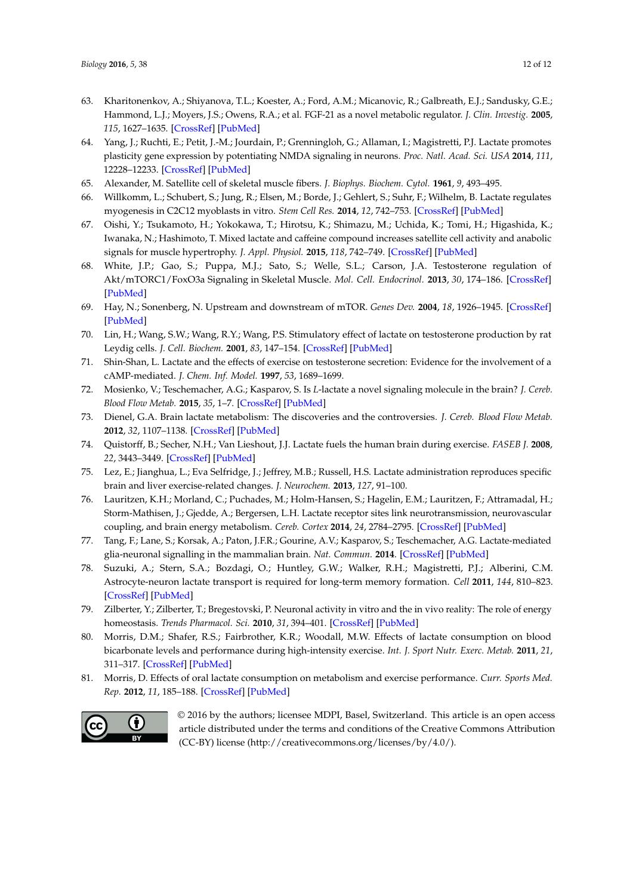63. Kharitonenkov, A.; Shiyanova, T.L.; Koester, A.; Ford, A.M.; Micanovic, R.; Galbreath, E.J.; Sandusky, G.E.; Hammond, L.J.; Moyers, J.S.; Owens, R.A.; et al. FGF-21 as a novel metabolic regulator. *J. Clin. Investig.* **2005**, *115*, 1627–1635. [CrossRef] [PubMed]
64. Yang, J.; Ruchti, E.; Petit, J.-M.; Jourdain, P.; Grenningloh, G.; Allaman, I.; Magistretti, P.J. Lactate promotes plasticity gene expression by potentiating NMDA signaling in neurons. *Proc. Natl. Acad. Sci. USA* **2014**, *111*, 12228–12233. [CrossRef] [PubMed]
65. Alexander, M. Satellite cell of skeletal muscle fibers. *J. Biophys. Biochem. Cytol.* **1961**, *9*, 493–495.
66. Willkomm, L.; Schubert, S.; Jung, R.; Elsen, M.; Borde, J.; Gehlert, S.; Suhr, F.; Wilhelm, B. Lactate regulates myogenesis in C2C12 myoblasts in vitro. *Stem Cell Res.* **2014**, *12*, 742–753. [CrossRef] [PubMed]
67. Oishi, Y.; Tsukamoto, H.; Yokokawa, T.; Hirotsu, K.; Shimazu, M.; Uchida, K.; Tomi, H.; Higashida, K.; Iwanaka, N.; Hashimoto, T. Mixed lactate and caffeine compound increases satellite cell activity and anabolic signals for muscle hypertrophy. *J. Appl. Physiol.* **2015**, *118*, 742–749. [CrossRef] [PubMed]
68. White, J.P.; Gao, S.; Puppa, M.J.; Sato, S.; Welle, S.L.; Carson, J.A. Testosterone regulation of Akt/mTORC1/FoxO3a Signaling in Skeletal Muscle. *Mol. Cell. Endocrinol.* **2013**, *30*, 174–186. [CrossRef] [PubMed]
69. Hay, N.; Sonenberg, N. Upstream and downstream of mTOR. *Genes Dev.* **2004**, *18*, 1926–1945. [CrossRef] [PubMed]
70. Lin, H.; Wang, S.W.; Wang, R.Y.; Wang, P.S. Stimulatory effect of lactate on testosterone production by rat Leydig cells. *J. Cell. Biochem.* **2001**, *83*, 147–154. [CrossRef] [PubMed]
71. Shin-Shan, L. Lactate and the effects of exercise on testosterone secretion: Evidence for the involvement of a cAMP-mediated. *J. Chem. Inf. Model.* **1997**, *53*, 1689–1699.
72. Mosienko, V.; Teschemacher, A.G.; Kasparov, S. Is *L*-lactate a novel signaling molecule in the brain? *J. Cereb. Blood Flow Metab.* **2015**, *35*, 1–7. [CrossRef] [PubMed]
73. Dienel, G.A. Brain lactate metabolism: The discoveries and the controversies. *J. Cereb. Blood Flow Metab.* **2012**, *32*, 1107–1138. [CrossRef] [PubMed]
74. Quistorff, B.; Secher, N.H.; Van Lieshout, J.J. Lactate fuels the human brain during exercise. *FASEB J.* **2008**, *22*, 3443–3449. [CrossRef] [PubMed]
75. Lez, E.; Jianghua, L.; Eva Selfridge, J.; Jeffrey, M.B.; Russell, H.S. Lactate administration reproduces specific brain and liver exercise-related changes. *J. Neurochem.* **2013**, *127*, 91–100.
76. Lauritzen, K.H.; Morland, C.; Puchades, M.; Holm-Hansen, S.; Hagelin, E.M.; Lauritzen, F.; Attramadal, H.; Storm-Mathisen, J.; Gjedde, A.; Bergersen, L.H. Lactate receptor sites link neurotransmission, neurovascular coupling, and brain energy metabolism. *Cereb. Cortex* **2014**, *24*, 2784–2795. [CrossRef] [PubMed]
77. Tang, F.; Lane, S.; Korsak, A.; Paton, J.F.R.; Gourine, A.V.; Kasparov, S.; Teschemacher, A.G. Lactate-mediated glia-neuronal signalling in the mammalian brain. *Nat. Commun.* **2014**. [CrossRef] [PubMed]
78. Suzuki, A.; Stern, S.A.; Bozdagi, O.; Huntley, G.W.; Walker, R.H.; Magistretti, P.J.; Alberini, C.M. Astrocyte-neuron lactate transport is required for long-term memory formation. *Cell* **2011**, *144*, 810–823. [CrossRef] [PubMed]
79. Zilberter, Y.; Zilberter, T.; Bregestovski, P. Neuronal activity in vitro and the in vivo reality: The role of energy homeostasis. *Trends Pharmacol. Sci.* **2010**, *31*, 394–401. [CrossRef] [PubMed]
80. Morris, D.M.; Shafer, R.S.; Fairbrother, K.R.; Woodall, M.W. Effects of lactate consumption on blood bicarbonate levels and performance during high-intensity exercise. *Int. J. Sport Nutr. Exerc. Metab.* **2011**, *21*, 311–317. [CrossRef] [PubMed]
81. Morris, D. Effects of oral lactate consumption on metabolism and exercise performance. *Curr. Sports Med. Rep.* **2012**, *11*, 185–188. [CrossRef] [PubMed]

© 2016 by the authors; licensee MDPI, Basel, Switzerland. This article is an open access article distributed under the terms and conditions of the Creative Commons Attribution (CC-BY) license (http://creativecommons.org/licenses/by/4.0/).